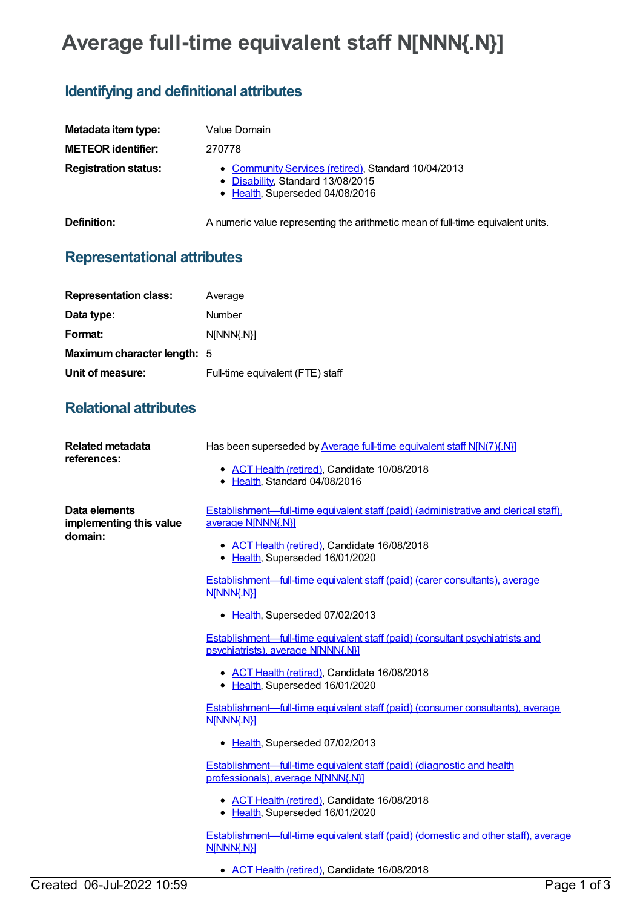# Average full-time equivalent staff N[NNN{.N}]

## Identifying and definitional attributes

**Metadata item type:** Value Domain

**METEOR identifier:** 270778

**Registration status:**

- Community Services (retired), Standard 10/04/2013
- Disability, Standard 13/08/2015
- Health, Superseded 04/08/2016

**Definition:** A numeric value representing the arithmetic mean of full-time equivalent units.

## Representational attributes

**Representation class:** Average

**Data type:** Number

**Format:** N[NNN{.N}]

**Maximum character length:** 5

**Unit of measure:** Full-time equivalent (FTE) staff

## Relational attributes

**Related metadata references:**

Has been superseded by Average full-time equivalent staff N[N(7){.N}]

- ACT Health (retired), Candidate 10/08/2018
- Health, Standard 04/08/2016

**Data elements implementing this value domain:**

Establishment—full-time equivalent staff (paid) (administrative and clerical staff), average N[NNN{.N}]

- ACT Health (retired), Candidate 16/08/2018
- Health, Superseded 16/01/2020

Establishment—full-time equivalent staff (paid) (carer consultants), average N[NNN{.N}]

- Health, Superseded 07/02/2013

Establishment—full-time equivalent staff (paid) (consultant psychiatrists and psychiatrists), average N[NNN{.N}]

- ACT Health (retired), Candidate 16/08/2018
- Health, Superseded 16/01/2020

Establishment—full-time equivalent staff (paid) (consumer consultants), average N[NNN{.N}]

- Health, Superseded 07/02/2013

Establishment—full-time equivalent staff (paid) (diagnostic and health professionals), average N[NNN{.N}]

- ACT Health (retired), Candidate 16/08/2018
- Health, Superseded 16/01/2020

Establishment—full-time equivalent staff (paid) (domestic and other staff), average N[NNN{.N}]

- ACT Health (retired), Candidate 16/08/2018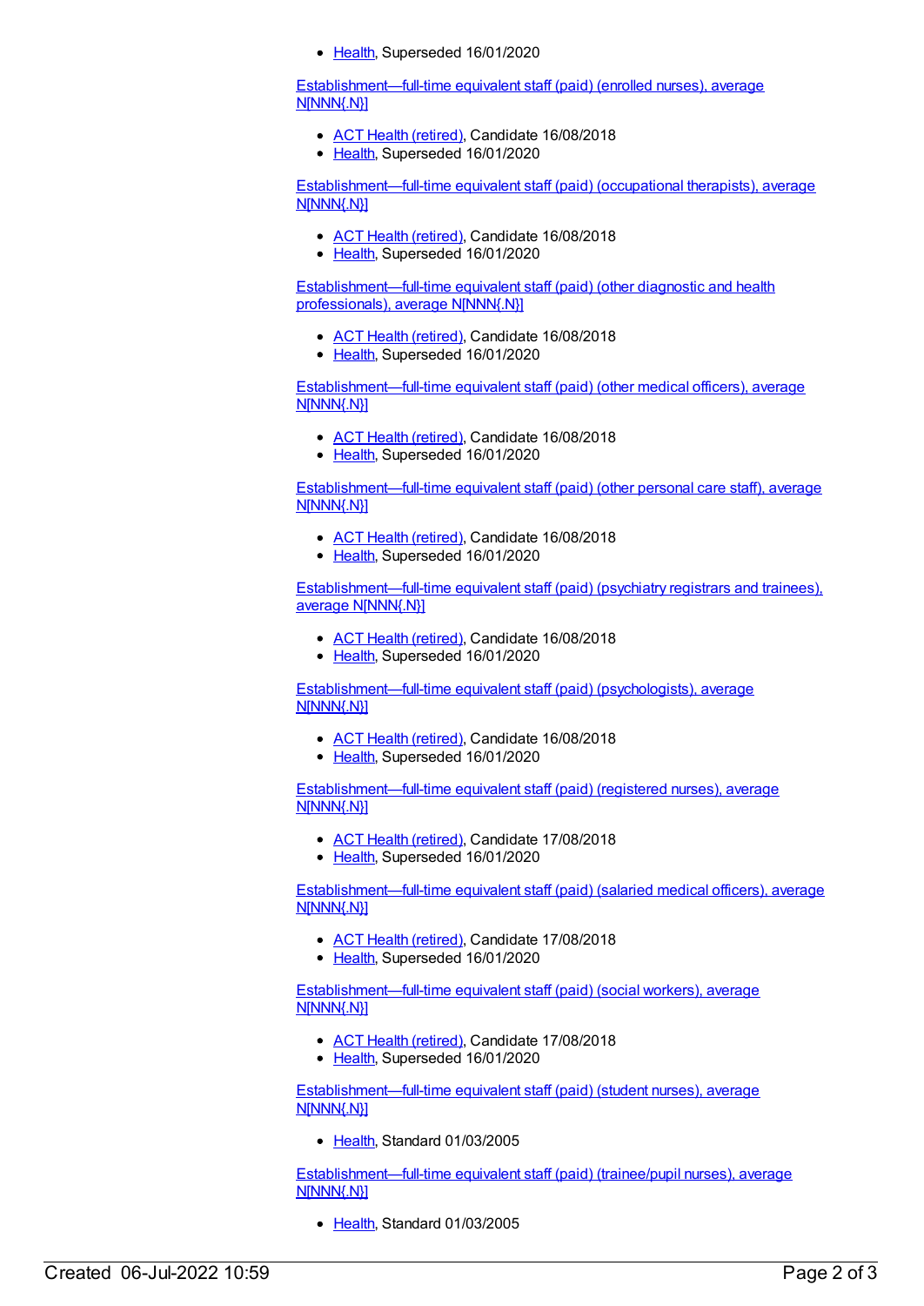- Health, Superseded 16/01/2020

Establishment—full-time equivalent staff (paid) (enrolled nurses), average N[NNN{.N}]

- ACT Health (retired), Candidate 16/08/2018
- Health, Superseded 16/01/2020

Establishment—full-time equivalent staff (paid) (occupational therapists), average N[NNN{.N}]

- ACT Health (retired), Candidate 16/08/2018
- Health, Superseded 16/01/2020

Establishment—full-time equivalent staff (paid) (other diagnostic and health professionals), average N[NNN{.N}]

- ACT Health (retired), Candidate 16/08/2018
- Health, Superseded 16/01/2020

Establishment—full-time equivalent staff (paid) (other medical officers), average N[NNN{.N}]

- ACT Health (retired), Candidate 16/08/2018
- Health, Superseded 16/01/2020

Establishment—full-time equivalent staff (paid) (other personal care staff), average N[NNN{.N}]

- ACT Health (retired), Candidate 16/08/2018
- Health, Superseded 16/01/2020

Establishment—full-time equivalent staff (paid) (psychiatry registrars and trainees), average N[NNN{.N}]

- ACT Health (retired), Candidate 16/08/2018
- Health, Superseded 16/01/2020

Establishment—full-time equivalent staff (paid) (psychologists), average N[NNN{.N}]

- ACT Health (retired), Candidate 16/08/2018
- Health, Superseded 16/01/2020

Establishment—full-time equivalent staff (paid) (registered nurses), average N[NNN{.N}]

- ACT Health (retired), Candidate 17/08/2018
- Health, Superseded 16/01/2020

Establishment—full-time equivalent staff (paid) (salaried medical officers), average N[NNN{.N}]

- ACT Health (retired), Candidate 17/08/2018
- Health, Superseded 16/01/2020

Establishment—full-time equivalent staff (paid) (social workers), average N[NNN{.N}]

- ACT Health (retired), Candidate 17/08/2018
- Health, Superseded 16/01/2020

Establishment—full-time equivalent staff (paid) (student nurses), average N[NNN{.N}]

- Health, Standard 01/03/2005

Establishment—full-time equivalent staff (paid) (trainee/pupil nurses), average N[NNN{.N}]

- Health, Standard 01/03/2005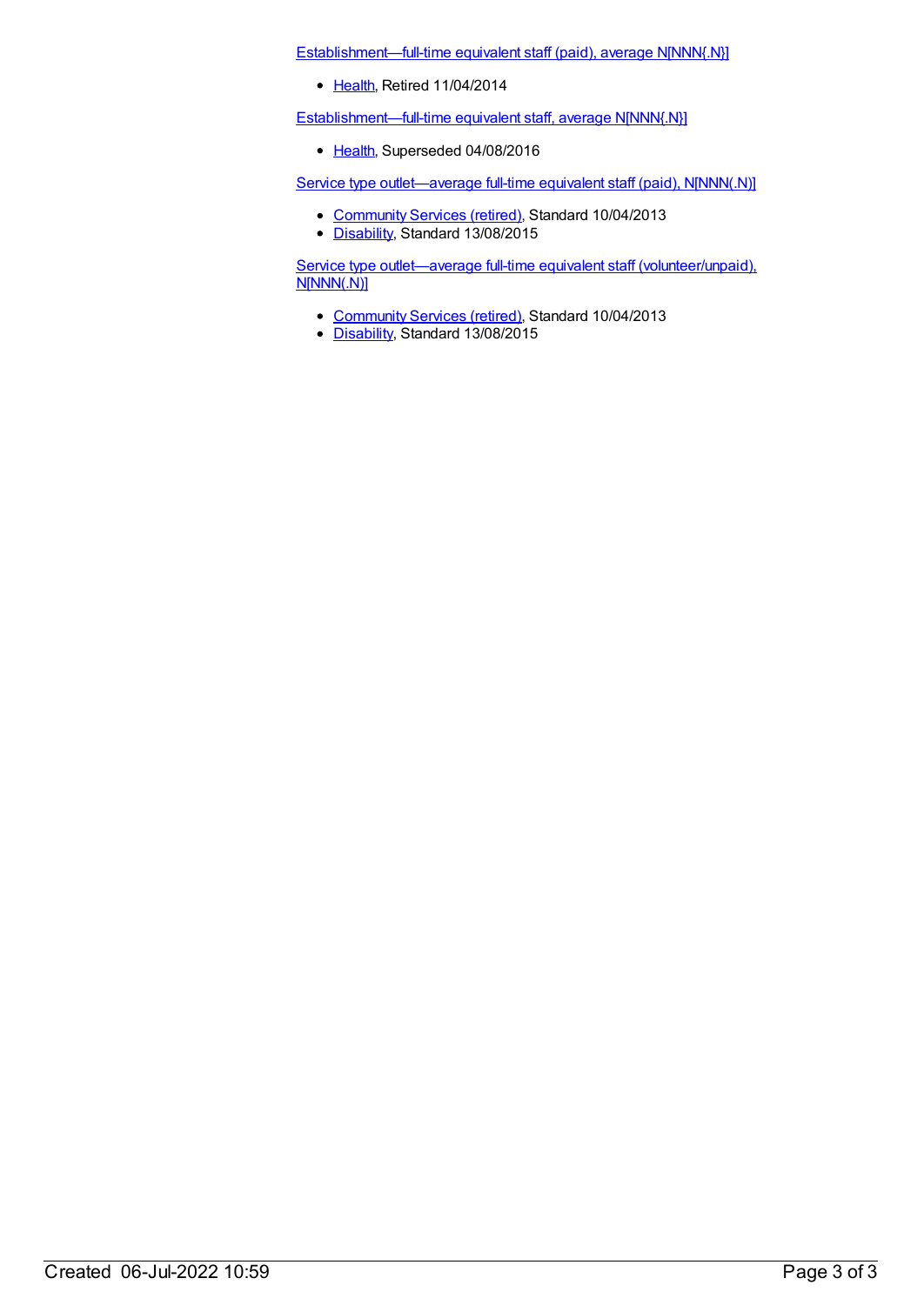Establishment—full-time equivalent staff (paid), average N[NNN{.N}]

- Health, Retired 11/04/2014

Establishment—full-time equivalent staff, average N[NNN{.N}]

- Health, Superseded 04/08/2016

Service type outlet—average full-time equivalent staff (paid), N[NNN(.N)]

- Community Services (retired), Standard 10/04/2013
- Disability, Standard 13/08/2015

Service type outlet—average full-time equivalent staff (volunteer/unpaid), N[NNN(.N)]

- Community Services (retired), Standard 10/04/2013
- Disability, Standard 13/08/2015